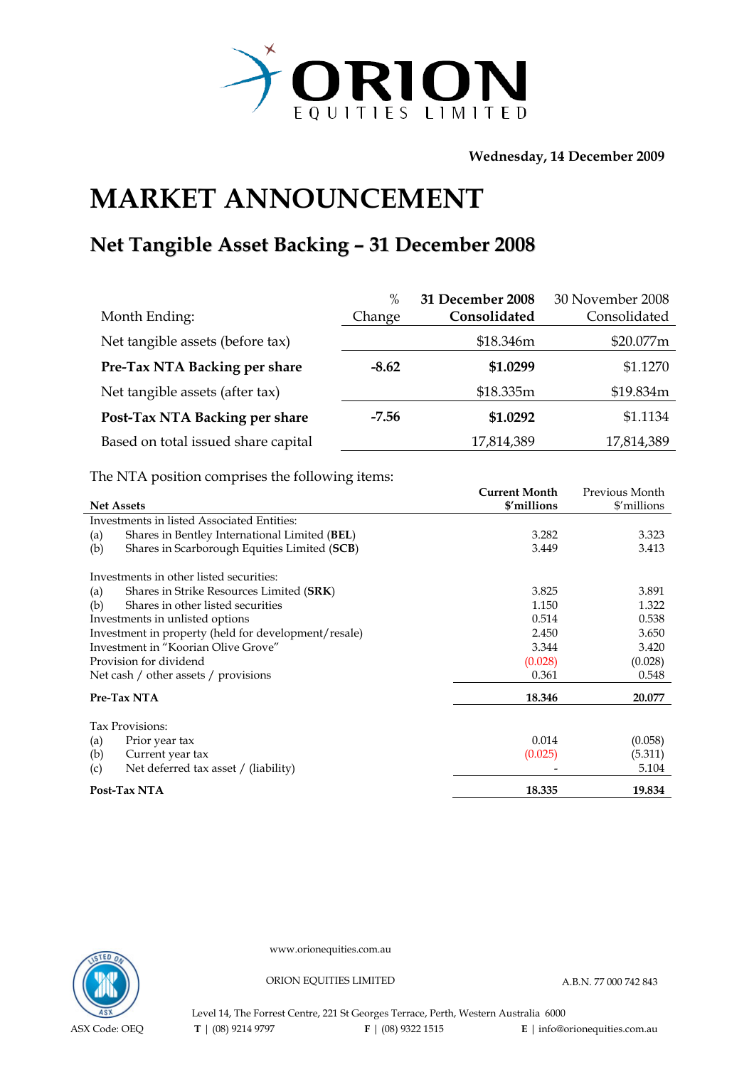**ORION EQUITIES LIMITED**

**Wednesday, 14 December 2009**

# MARKET ANNOUNCEMENT

## Net Tangible Asset Backing – 31 December 2008

| Month Ending: | % Change | **31 December 2008 Consolidated** | 30 November 2008 Consolidated |
|---|---|---|---|
| Net tangible assets (before tax) | | $18.346m | $20.077m |
| **Pre-Tax NTA Backing per share** | **-8.62** | **$1.0299** | $1.1270 |
| Net tangible assets (after tax) | | $18.335m | $19.834m |
| **Post-Tax NTA Backing per share** | **-7.56** | **$1.0292** | $1.1134 |
| Based on total issued share capital | | 17,814,389 | 17,814,389 |

The NTA position comprises the following items:

| **Net Assets** | **Current Month $'millions** | Previous Month $'millions |
|---|---|---|
| Investments in listed Associated Entities: | | |
| (a) Shares in Bentley International Limited (**BEL**) | 3.282 | 3.323 |
| (b) Shares in Scarborough Equities Limited (**SCB**) | 3.449 | 3.413 |
| Investments in other listed securities: | | |
| (a) Shares in Strike Resources Limited (**SRK**) | 3.825 | 3.891 |
| (b) Shares in other listed securities | 1.150 | 1.322 |
| Investments in unlisted options | 0.514 | 0.538 |
| Investment in property (held for development/resale) | 2.450 | 3.650 |
| Investment in "Koorian Olive Grove" | 3.344 | 3.420 |
| Provision for dividend | (0.028) | (0.028) |
| Net cash / other assets / provisions | 0.361 | 0.548 |
| **Pre-Tax NTA** | **18.346** | **20.077** |
| Tax Provisions: | | |
| (a) Prior year tax | 0.014 | (0.058) |
| (b) Current year tax | (0.025) | (5.311) |
| (c) Net deferred tax asset / (liability) | - | 5.104 |
| **Post-Tax NTA** | **18.335** | **19.834** |

www.orionequities.com.au

ORION EQUITIES LIMITED A.B.N. 77 000 742 843

Level 14, The Forrest Centre, 221 St Georges Terrace, Perth, Western Australia 6000

ASX Code: OEQ **T** | (08) 9214 9797 **F** | (08) 9322 1515 **E** | info@orionequities.com.au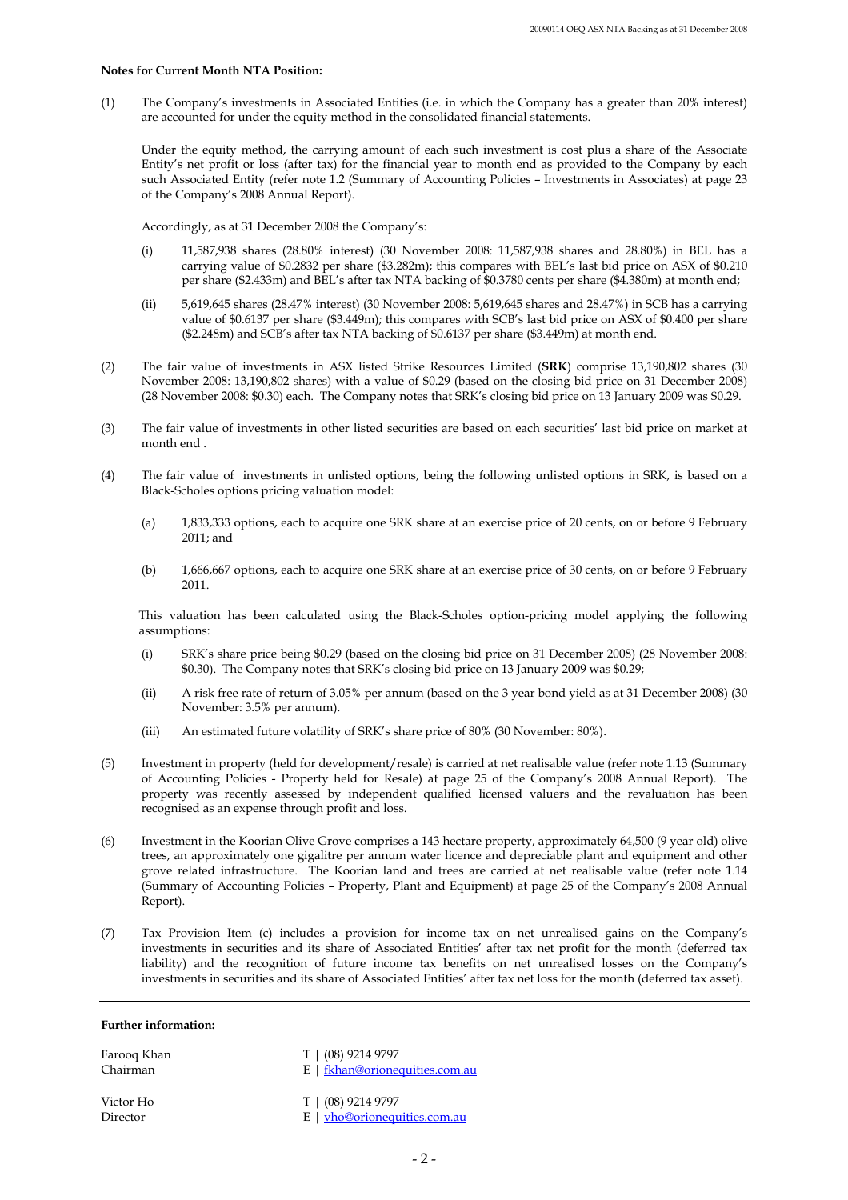**Notes for Current Month NTA Position:**

(1) The Company's investments in Associated Entities (i.e. in which the Company has a greater than 20% interest) are accounted for under the equity method in the consolidated financial statements.

Under the equity method, the carrying amount of each such investment is cost plus a share of the Associate Entity's net profit or loss (after tax) for the financial year to month end as provided to the Company by each such Associated Entity (refer note 1.2 (Summary of Accounting Policies – Investments in Associates) at page 23 of the Company's 2008 Annual Report).

Accordingly, as at 31 December 2008 the Company's:

(i) 11,587,938 shares (28.80% interest) (30 November 2008: 11,587,938 shares and 28.80%) in BEL has a carrying value of $0.2832 per share ($3.282m); this compares with BEL's last bid price on ASX of $0.210 per share ($2.433m) and BEL's after tax NTA backing of $0.3780 cents per share ($4.380m) at month end;

(ii) 5,619,645 shares (28.47% interest) (30 November 2008: 5,619,645 shares and 28.47%) in SCB has a carrying value of $0.6137 per share ($3.449m); this compares with SCB's last bid price on ASX of $0.400 per share ($2.248m) and SCB's after tax NTA backing of $0.6137 per share ($3.449m) at month end.

(2) The fair value of investments in ASX listed Strike Resources Limited (**SRK**) comprise 13,190,802 shares (30 November 2008: 13,190,802 shares) with a value of $0.29 (based on the closing bid price on 31 December 2008) (28 November 2008: $0.30) each. The Company notes that SRK's closing bid price on 13 January 2009 was $0.29.

(3) The fair value of investments in other listed securities are based on each securities' last bid price on market at month end .

(4) The fair value of investments in unlisted options, being the following unlisted options in SRK, is based on a Black-Scholes options pricing valuation model:

(a) 1,833,333 options, each to acquire one SRK share at an exercise price of 20 cents, on or before 9 February 2011; and

(b) 1,666,667 options, each to acquire one SRK share at an exercise price of 30 cents, on or before 9 February 2011.

This valuation has been calculated using the Black-Scholes option-pricing model applying the following assumptions:

(i) SRK's share price being $0.29 (based on the closing bid price on 31 December 2008) (28 November 2008: $0.30). The Company notes that SRK's closing bid price on 13 January 2009 was $0.29;

(ii) A risk free rate of return of 3.05% per annum (based on the 3 year bond yield as at 31 December 2008) (30 November: 3.5% per annum).

(iii) An estimated future volatility of SRK's share price of 80% (30 November: 80%).

(5) Investment in property (held for development/resale) is carried at net realisable value (refer note 1.13 (Summary of Accounting Policies - Property held for Resale) at page 25 of the Company's 2008 Annual Report). The property was recently assessed by independent qualified licensed valuers and the revaluation has been recognised as an expense through profit and loss.

(6) Investment in the Koorian Olive Grove comprises a 143 hectare property, approximately 64,500 (9 year old) olive trees, an approximately one gigalitre per annum water licence and depreciable plant and equipment and other grove related infrastructure. The Koorian land and trees are carried at net realisable value (refer note 1.14 (Summary of Accounting Policies – Property, Plant and Equipment) at page 25 of the Company's 2008 Annual Report).

(7) Tax Provision Item (c) includes a provision for income tax on net unrealised gains on the Company's investments in securities and its share of Associated Entities' after tax net profit for the month (deferred tax liability) and the recognition of future income tax benefits on net unrealised losses on the Company's investments in securities and its share of Associated Entities' after tax net loss for the month (deferred tax asset).

---

**Further information:**

| | |
|---|---|
| Farooq Khan<br>Chairman | T \| (08) 9214 9797<br>E \| fkhan@orionequities.com.au |
| Victor Ho<br>Director | T \| (08) 9214 9797<br>E \| vho@orionequities.com.au |